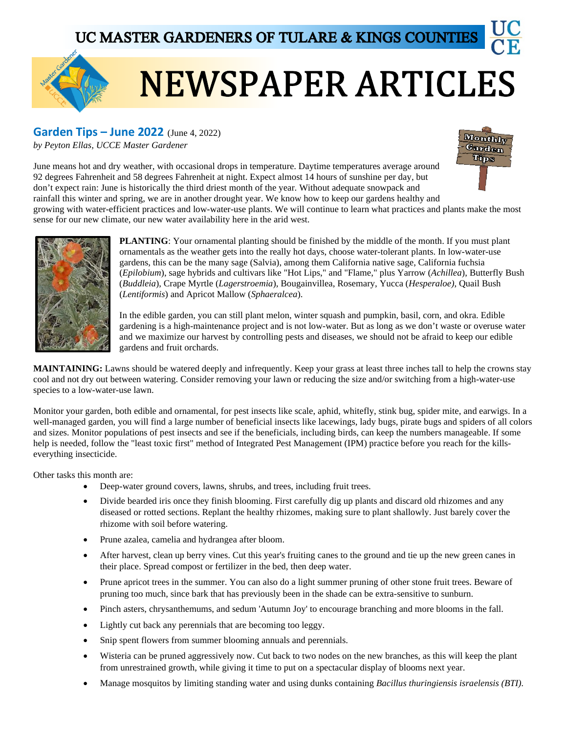# UC MASTER GARDENERS OF TULARE & KINGS COUNTIES

# NEWSPAPER ARTICLES

## Garden Tips – June 2022 (June 4, 2022)

*by Peyton Ellas, UCCE Master Gardener*

June means hot and dry weather, with occasional drops in temperature. Daytime temperatures average around 92 degrees Fahrenheit and 58 degrees Fahrenheit at night. Expect almost 14 hours of sunshine per day, but don't expect rain: June is historically the third driest month of the year. Without adequate snowpack and rainfall this winter and spring, we are in another drought year. We know how to keep our gardens healthy and growing with water-efficient practices and low-water-use plants. We will continue to learn what practices and plants make the most sense for our new climate, our new water availability here in the arid west.

**PLANTING**: Your ornamental planting should be finished by the middle of the month. If you must plant ornamentals as the weather gets into the really hot days, choose water-tolerant plants. In low-water-use gardens, this can be the many sage (Salvia), among them California native sage, California fuchsia (*Epilobium*), sage hybrids and cultivars like "Hot Lips," and "Flame," plus Yarrow (*Achillea*), Butterfly Bush (*Buddleia*), Crape Myrtle (*Lagerstroemia*), Bougainvillea, Rosemary, Yucca (*Hesperaloe)*, Quail Bush (*Lentiformis*) and Apricot Mallow (*Sphaeralcea*).

In the edible garden, you can still plant melon, winter squash and pumpkin, basil, corn, and okra. Edible gardening is a high-maintenance project and is not low-water. But as long as we don't waste or overuse water and we maximize our harvest by controlling pests and diseases, we should not be afraid to keep our edible gardens and fruit orchards.

**MAINTAINING:** Lawns should be watered deeply and infrequently. Keep your grass at least three inches tall to help the crowns stay cool and not dry out between watering. Consider removing your lawn or reducing the size and/or switching from a high-water-use species to a low-water-use lawn.

Monitor your garden, both edible and ornamental, for pest insects like scale, aphid, whitefly, stink bug, spider mite, and earwigs. In a well-managed garden, you will find a large number of beneficial insects like lacewings, lady bugs, pirate bugs and spiders of all colors and sizes. Monitor populations of pest insects and see if the beneficials, including birds, can keep the numbers manageable. If some help is needed, follow the "least toxic first" method of Integrated Pest Management (IPM) practice before you reach for the kills-everything insecticide.

Other tasks this month are:

- Deep-water ground covers, lawns, shrubs, and trees, including fruit trees.
- Divide bearded iris once they finish blooming. First carefully dig up plants and discard old rhizomes and any diseased or rotted sections. Replant the healthy rhizomes, making sure to plant shallowly. Just barely cover the rhizome with soil before watering.
- Prune azalea, camelia and hydrangea after bloom.
- After harvest, clean up berry vines. Cut this year's fruiting canes to the ground and tie up the new green canes in their place. Spread compost or fertilizer in the bed, then deep water.
- Prune apricot trees in the summer. You can also do a light summer pruning of other stone fruit trees. Beware of pruning too much, since bark that has previously been in the shade can be extra-sensitive to sunburn.
- Pinch asters, chrysanthemums, and sedum 'Autumn Joy' to encourage branching and more blooms in the fall.
- Lightly cut back any perennials that are becoming too leggy.
- Snip spent flowers from summer blooming annuals and perennials.
- Wisteria can be pruned aggressively now. Cut back to two nodes on the new branches, as this will keep the plant from unrestrained growth, while giving it time to put on a spectacular display of blooms next year.
- Manage mosquitos by limiting standing water and using dunks containing *Bacillus thuringiensis israelensis (BTI).*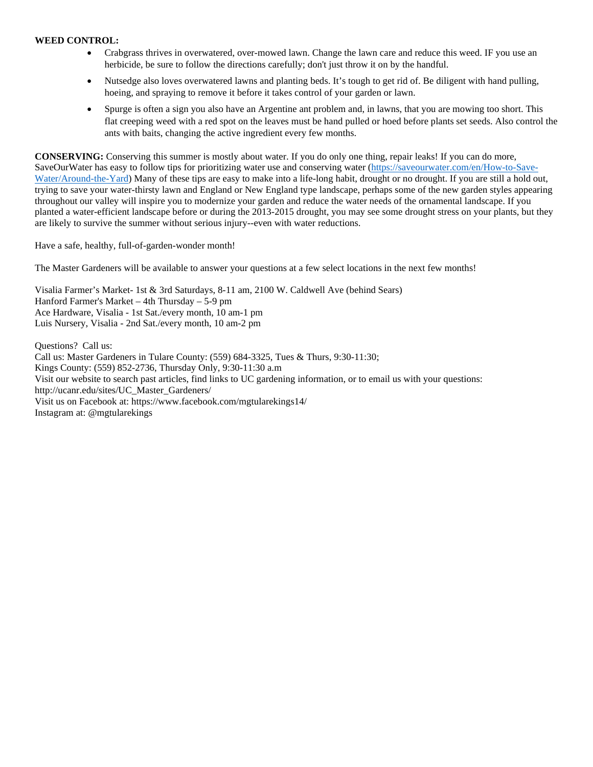**WEED CONTROL:**

- Crabgrass thrives in overwatered, over-mowed lawn. Change the lawn care and reduce this weed. IF you use an herbicide, be sure to follow the directions carefully; don't just throw it on by the handful.
- Nutsedge also loves overwatered lawns and planting beds. It's tough to get rid of. Be diligent with hand pulling, hoeing, and spraying to remove it before it takes control of your garden or lawn.
- Spurge is often a sign you also have an Argentine ant problem and, in lawns, that you are mowing too short. This flat creeping weed with a red spot on the leaves must be hand pulled or hoed before plants set seeds. Also control the ants with baits, changing the active ingredient every few months.

**CONSERVING:** Conserving this summer is mostly about water. If you do only one thing, repair leaks! If you can do more, SaveOurWater has easy to follow tips for prioritizing water use and conserving water (https://saveourwater.com/en/How-to-Save-Water/Around-the-Yard) Many of these tips are easy to make into a life-long habit, drought or no drought. If you are still a hold out, trying to save your water-thirsty lawn and England or New England type landscape, perhaps some of the new garden styles appearing throughout our valley will inspire you to modernize your garden and reduce the water needs of the ornamental landscape. If you planted a water-efficient landscape before or during the 2013-2015 drought, you may see some drought stress on your plants, but they are likely to survive the summer without serious injury--even with water reductions.

Have a safe, healthy, full-of-garden-wonder month!

The Master Gardeners will be available to answer your questions at a few select locations in the next few months!

Visalia Farmer's Market- 1st & 3rd Saturdays, 8-11 am, 2100 W. Caldwell Ave (behind Sears)
Hanford Farmer's Market – 4th Thursday – 5-9 pm
Ace Hardware, Visalia - 1st Sat./every month, 10 am-1 pm
Luis Nursery, Visalia - 2nd Sat./every month, 10 am-2 pm

Questions? Call us:
Call us: Master Gardeners in Tulare County: (559) 684-3325, Tues & Thurs, 9:30-11:30;
Kings County: (559) 852-2736, Thursday Only, 9:30-11:30 a.m
Visit our website to search past articles, find links to UC gardening information, or to email us with your questions:
http://ucanr.edu/sites/UC_Master_Gardeners/
Visit us on Facebook at: https://www.facebook.com/mgtularekings14/
Instagram at: @mgtularekings